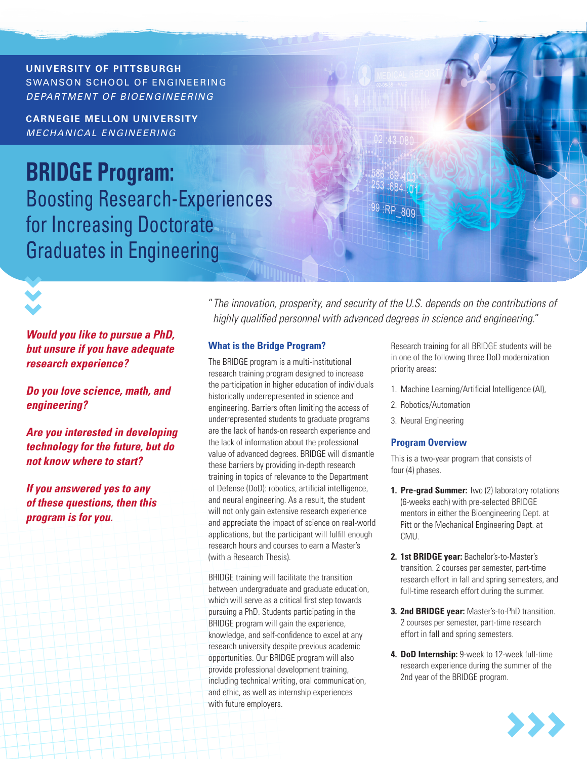**UNIVERSITY OF PITTSBURGH**
SWANSON SCHOOL OF ENGINEERING
*DEPARTMENT OF BIOENGINEERING*

**CARNEGIE MELLON UNIVERSITY**
*MECHANICAL ENGINEERING*

# BRIDGE Program:
## Boosting Research-Experiences for Increasing Doctorate Graduates in Engineering

***Would you like to pursue a PhD, but unsure if you have adequate research experience?***

***Do you love science, math, and engineering?***

***Are you interested in developing technology for the future, but do not know where to start?***

***If you answered yes to any of these questions, then this program is for you.***

*"The innovation, prosperity, and security of the U.S. depends on the contributions of highly qualified personnel with advanced degrees in science and engineering."*

### What is the Bridge Program?

The BRIDGE program is a multi-institutional research training program designed to increase the participation in higher education of individuals historically underrepresented in science and engineering. Barriers often limiting the access of underrepresented students to graduate programs are the lack of hands-on research experience and the lack of information about the professional value of advanced degrees. BRIDGE will dismantle these barriers by providing in-depth research training in topics of relevance to the Department of Defense (DoD): robotics, artificial intelligence, and neural engineering. As a result, the student will not only gain extensive research experience and appreciate the impact of science on real-world applications, but the participant will fulfill enough research hours and courses to earn a Master's (with a Research Thesis).

BRIDGE training will facilitate the transition between undergraduate and graduate education, which will serve as a critical first step towards pursuing a PhD. Students participating in the BRIDGE program will gain the experience, knowledge, and self-confidence to excel at any research university despite previous academic opportunities. Our BRIDGE program will also provide professional development training, including technical writing, oral communication, and ethic, as well as internship experiences with future employers.

Research training for all BRIDGE students will be in one of the following three DoD modernization priority areas:

1. Machine Learning/Artificial Intelligence (AI),
2. Robotics/Automation
3. Neural Engineering

### Program Overview

This is a two-year program that consists of four (4) phases.

1. **Pre-grad Summer:** Two (2) laboratory rotations (6-weeks each) with pre-selected BRIDGE mentors in either the Bioengineering Dept. at Pitt or the Mechanical Engineering Dept. at CMU.
2. **1st BRIDGE year:** Bachelor's-to-Master's transition. 2 courses per semester, part-time research effort in fall and spring semesters, and full-time research effort during the summer.
3. **2nd BRIDGE year:** Master's-to-PhD transition. 2 courses per semester, part-time research effort in fall and spring semesters.
4. **DoD Internship:** 9-week to 12-week full-time research experience during the summer of the 2nd year of the BRIDGE program.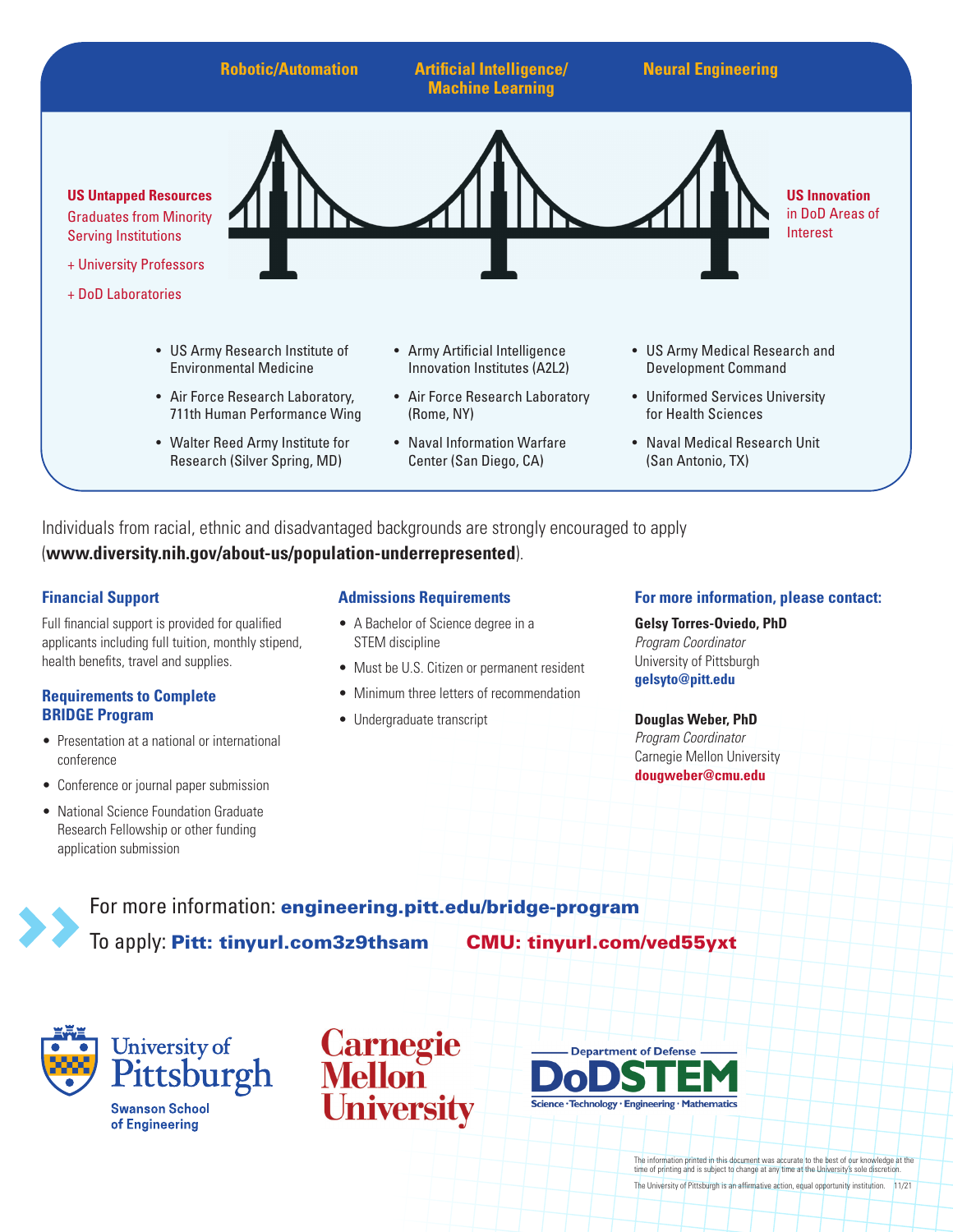**Robotic/Automation** | **Artificial Intelligence/ Machine Learning** | **Neural Engineering**

**US Untapped Resources**
Graduates from Minority Serving Institutions

+ University Professors

+ DoD Laboratories

**US Innovation** in DoD Areas of Interest

- US Army Research Institute of Environmental Medicine
- Air Force Research Laboratory, 711th Human Performance Wing
- Walter Reed Army Institute for Research (Silver Spring, MD)

- Army Artificial Intelligence Innovation Institutes (A2L2)
- Air Force Research Laboratory (Rome, NY)
- Naval Information Warfare Center (San Diego, CA)

- US Army Medical Research and Development Command
- Uniformed Services University for Health Sciences
- Naval Medical Research Unit (San Antonio, TX)

Individuals from racial, ethnic and disadvantaged backgrounds are strongly encouraged to apply (**www.diversity.nih.gov/about-us/population-underrepresented**).

## Financial Support

Full financial support is provided for qualified applicants including full tuition, monthly stipend, health benefits, travel and supplies.

## Requirements to Complete BRIDGE Program

- Presentation at a national or international conference
- Conference or journal paper submission
- National Science Foundation Graduate Research Fellowship or other funding application submission

## Admissions Requirements

- A Bachelor of Science degree in a STEM discipline
- Must be U.S. Citizen or permanent resident
- Minimum three letters of recommendation
- Undergraduate transcript

## For more information, please contact:

**Gelsy Torres-Oviedo, PhD**
*Program Coordinator*
University of Pittsburgh
**gelsyto@pitt.edu**

**Douglas Weber, PhD**
*Program Coordinator*
Carnegie Mellon University
**dougweber@cmu.edu**

For more information: **engineering.pitt.edu/bridge-program**

To apply: **Pitt: tinyurl.com3z9thsam** **CMU: tinyurl.com/ved55yxt**

University of Pittsburgh Swanson School of Engineering

Carnegie Mellon University

Department of Defense DoDSTEM Science · Technology · Engineering · Mathematics

The information printed in this document was accurate to the best of our knowledge at the time of printing and is subject to change at any time at the University's sole discretion.

The University of Pittsburgh is an affirmative action, equal opportunity institution. 11/21